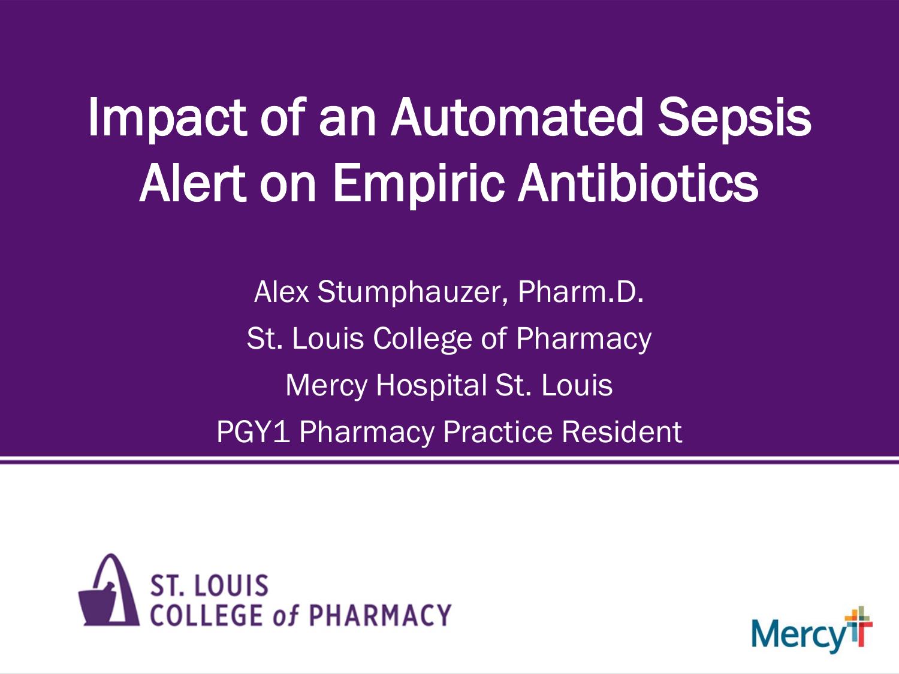# Impact of an Automated Sepsis Alert on Empiric Antibiotics

Alex Stumphauzer, Pharm.D.

St. Louis College of Pharmacy

Mercy Hospital St. Louis

PGY1 Pharmacy Practice Resident

ST. LOUIS COLLEGE of PHARMACY

Mercy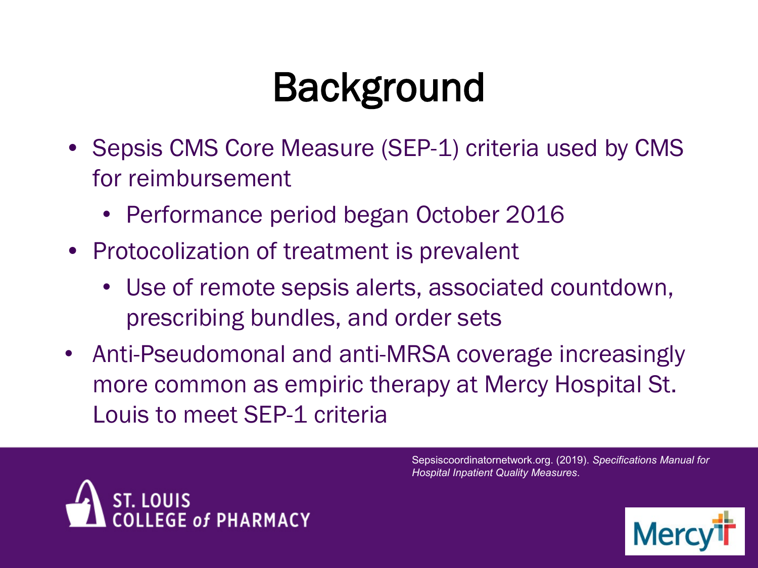# Background

- Sepsis CMS Core Measure (SEP-1) criteria used by CMS for reimbursement
  - Performance period began October 2016
- Protocolization of treatment is prevalent
  - Use of remote sepsis alerts, associated countdown, prescribing bundles, and order sets
- Anti-Pseudomonal and anti-MRSA coverage increasingly more common as empiric therapy at Mercy Hospital St. Louis to meet SEP-1 criteria

Sepsiscoordinatornetwork.org. (2019). *Specifications Manual for Hospital Inpatient Quality Measures*.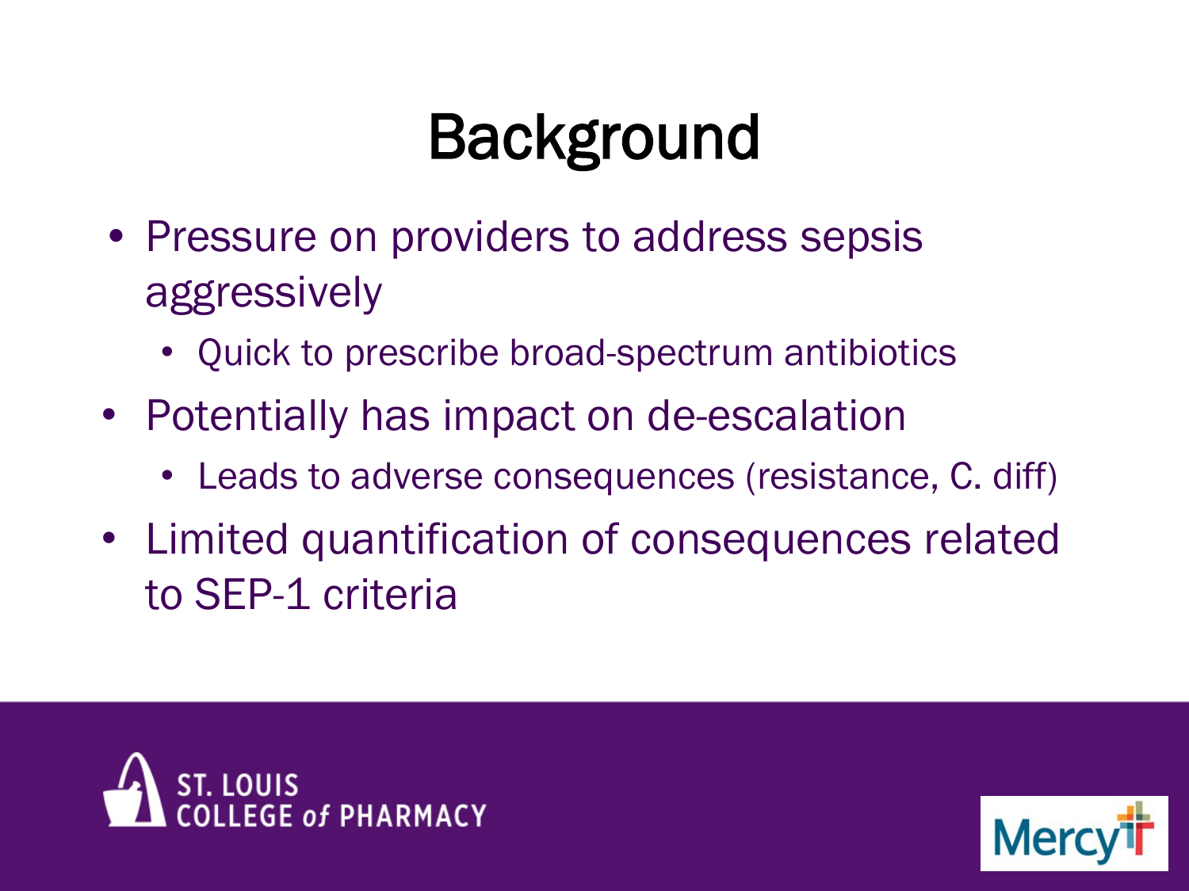# Background

- Pressure on providers to address sepsis aggressively
  - Quick to prescribe broad-spectrum antibiotics
- Potentially has impact on de-escalation
  - Leads to adverse consequences (resistance, C. diff)
- Limited quantification of consequences related to SEP-1 criteria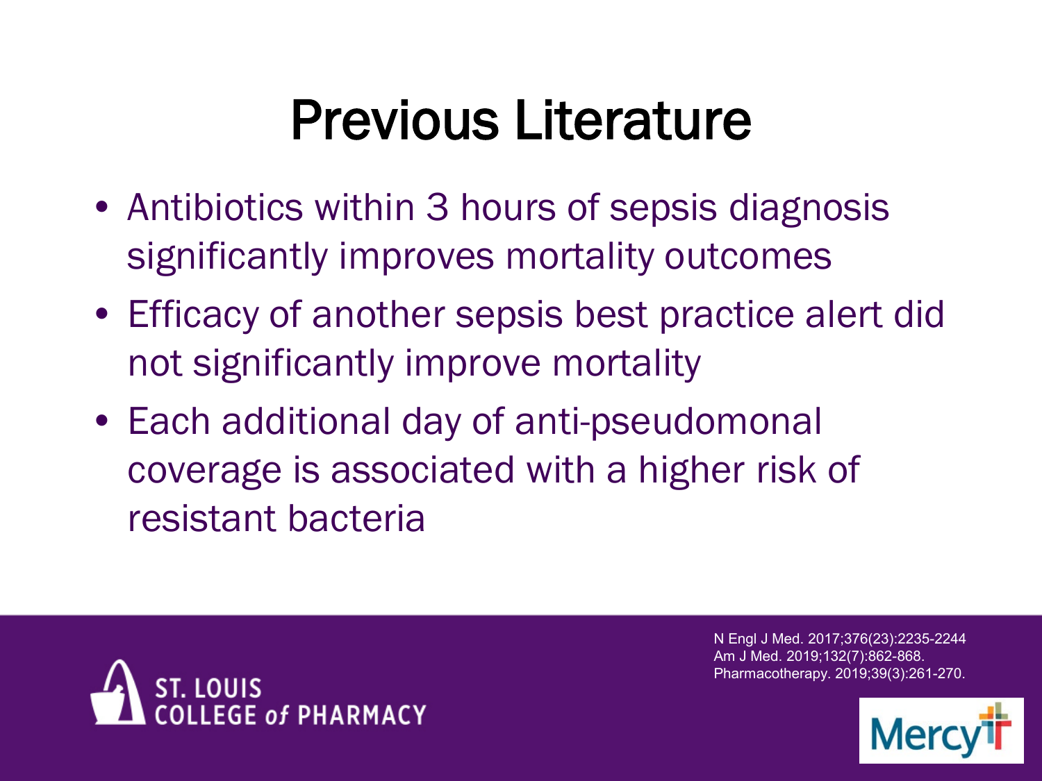# Previous Literature

- Antibiotics within 3 hours of sepsis diagnosis significantly improves mortality outcomes
- Efficacy of another sepsis best practice alert did not significantly improve mortality
- Each additional day of anti-pseudomonal coverage is associated with a higher risk of resistant bacteria

N Engl J Med. 2017;376(23):2235-2244
Am J Med. 2019;132(7):862-868.
Pharmacotherapy. 2019;39(3):261-270.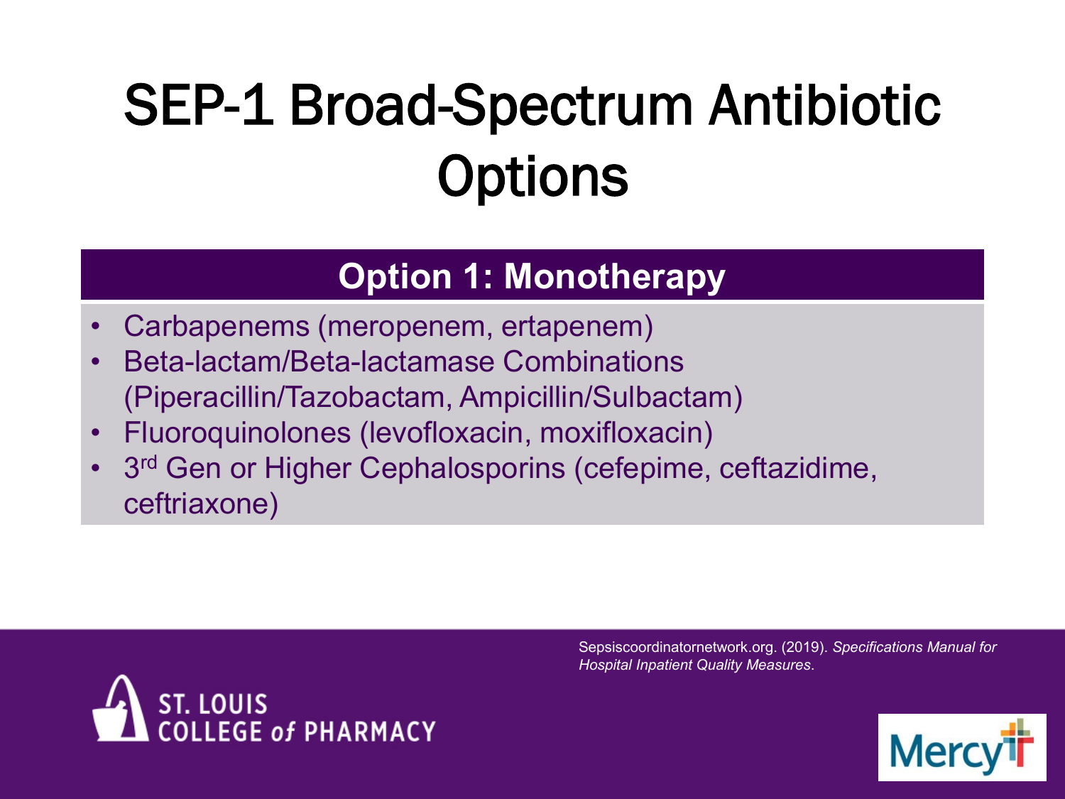# SEP-1 Broad-Spectrum Antibiotic Options

## Option 1: Monotherapy

- Carbapenems (meropenem, ertapenem)
- Beta-lactam/Beta-lactamase Combinations (Piperacillin/Tazobactam, Ampicillin/Sulbactam)
- Fluoroquinolones (levofloxacin, moxifloxacin)
- 3rd Gen or Higher Cephalosporins (cefepime, ceftazidime, ceftriaxone)

Sepsiscoordinatornetwork.org. (2019). *Specifications Manual for Hospital Inpatient Quality Measures*.

ST. LOUIS COLLEGE of PHARMACY

Mercy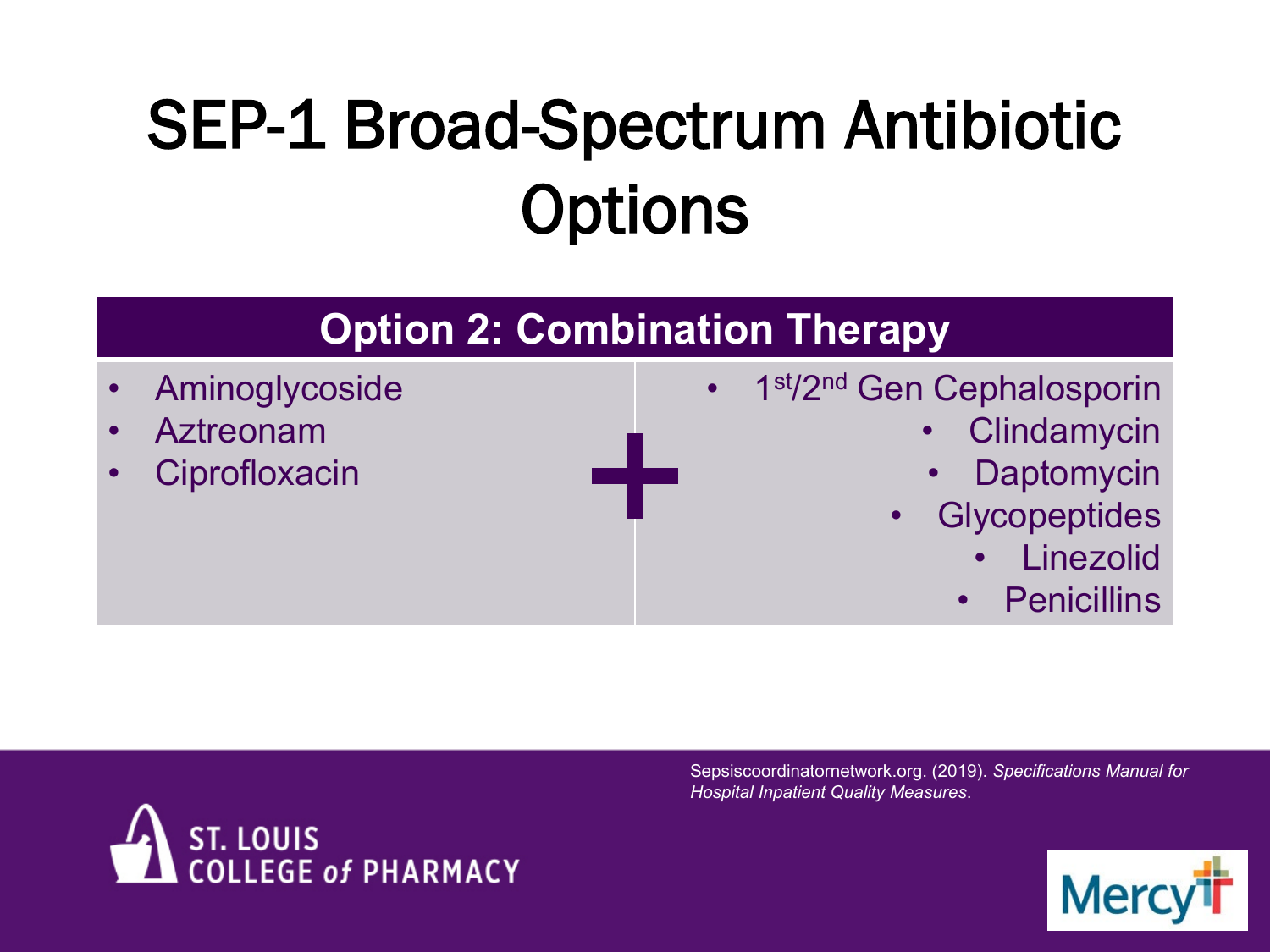# SEP-1 Broad-Spectrum Antibiotic Options

| Option 2: Combination Therapy | | |
|---|---|---|
| • Aminoglycoside<br>• Aztreonam<br>• Ciprofloxacin | + | • 1st/2nd Gen Cephalosporin<br>• Clindamycin<br>• Daptomycin<br>• Glycopeptides<br>• Linezolid<br>• Penicillins |

Sepsiscoordinatornetwork.org. (2019). *Specifications Manual for Hospital Inpatient Quality Measures*.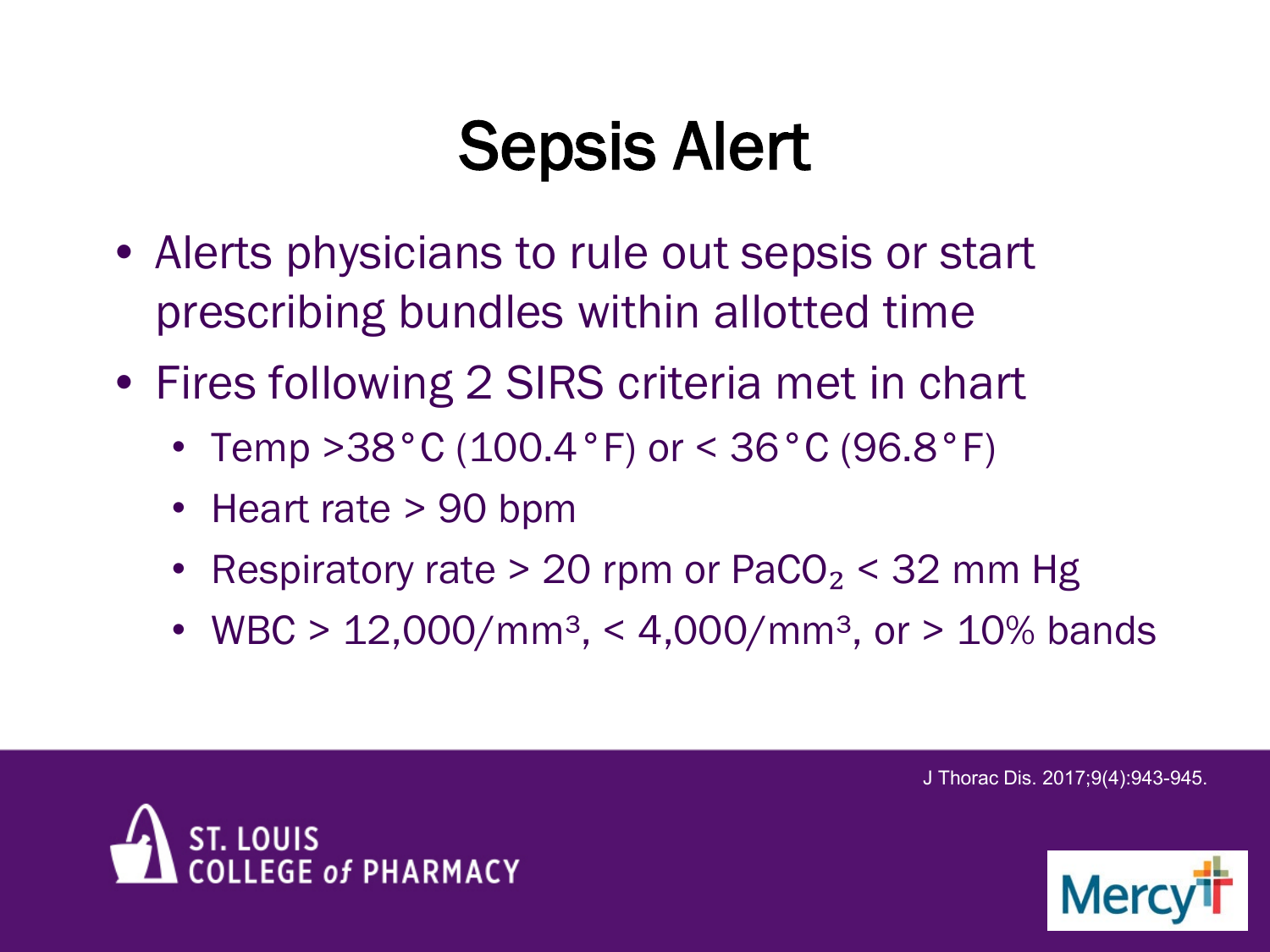# Sepsis Alert

- Alerts physicians to rule out sepsis or start prescribing bundles within allotted time
- Fires following 2 SIRS criteria met in chart
  - Temp >38°C (100.4°F) or < 36°C (96.8°F)
  - Heart rate > 90 bpm
  - Respiratory rate > 20 rpm or $PaCO_2$ < 32 mm Hg
  - WBC > 12,000/$mm^3$, < 4,000/$mm^3$, or > 10% bands

J Thorac Dis. 2017;9(4):943-945.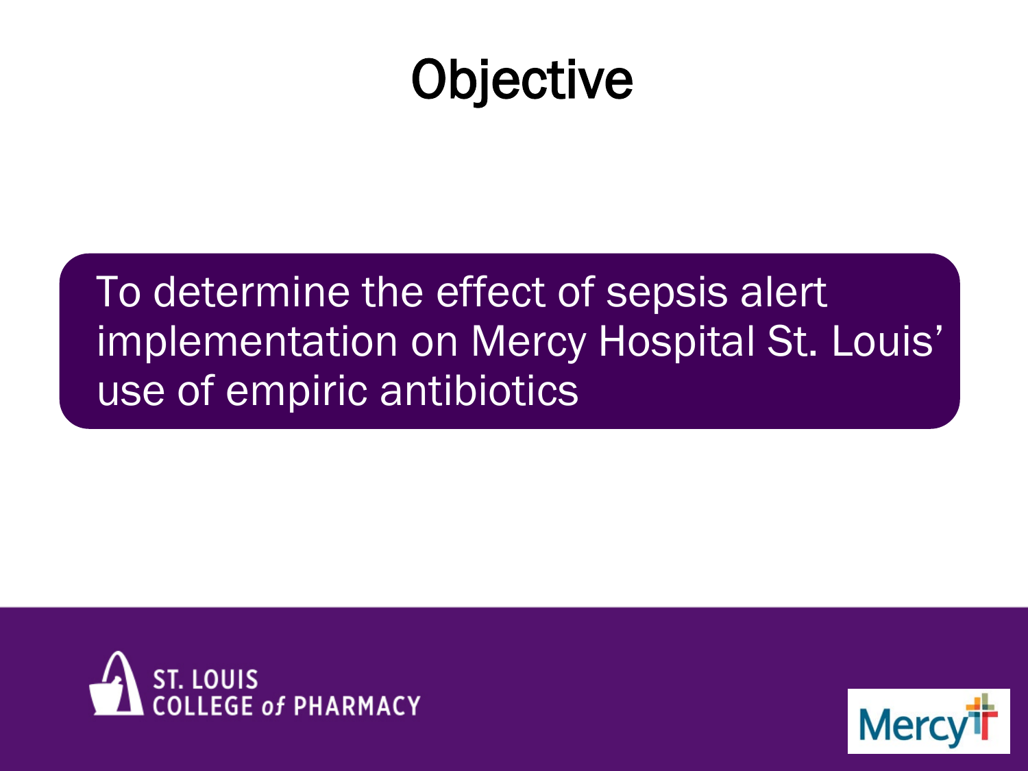# Objective

To determine the effect of sepsis alert implementation on Mercy Hospital St. Louis' use of empiric antibiotics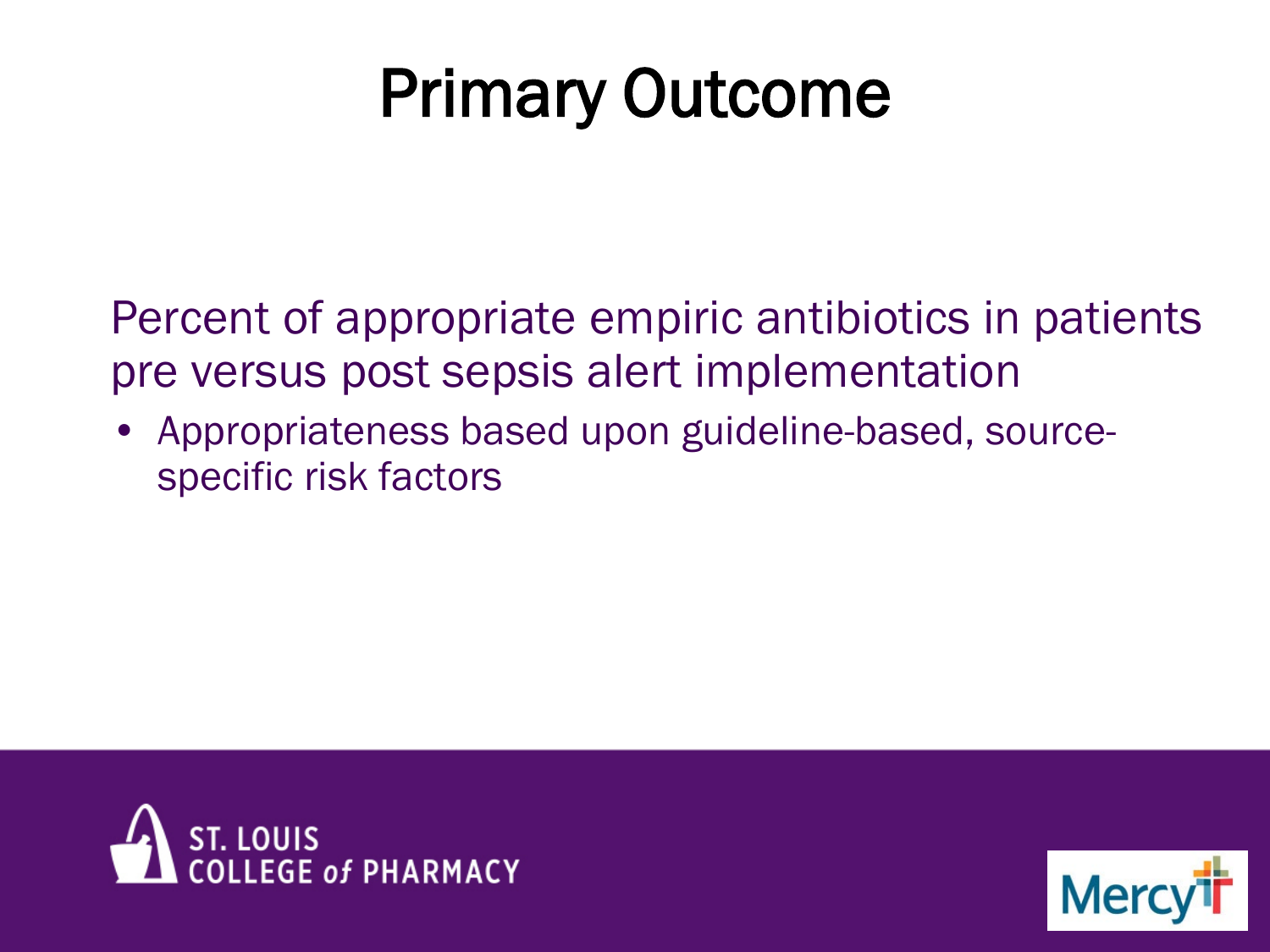# Primary Outcome

Percent of appropriate empiric antibiotics in patients pre versus post sepsis alert implementation

- Appropriateness based upon guideline-based, source-specific risk factors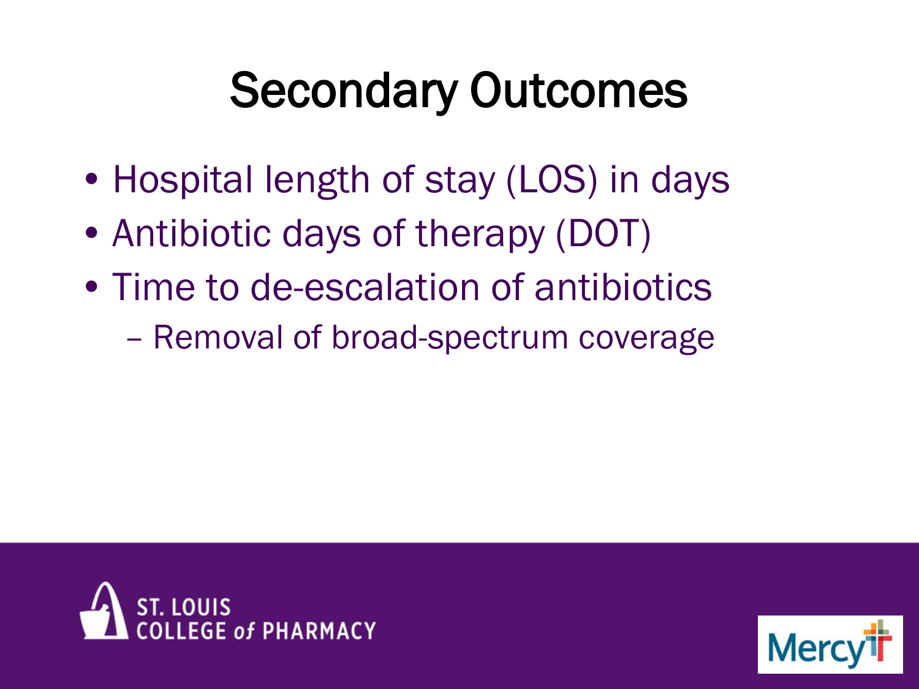# Secondary Outcomes

- Hospital length of stay (LOS) in days
- Antibiotic days of therapy (DOT)
- Time to de-escalation of antibiotics
  - Removal of broad-spectrum coverage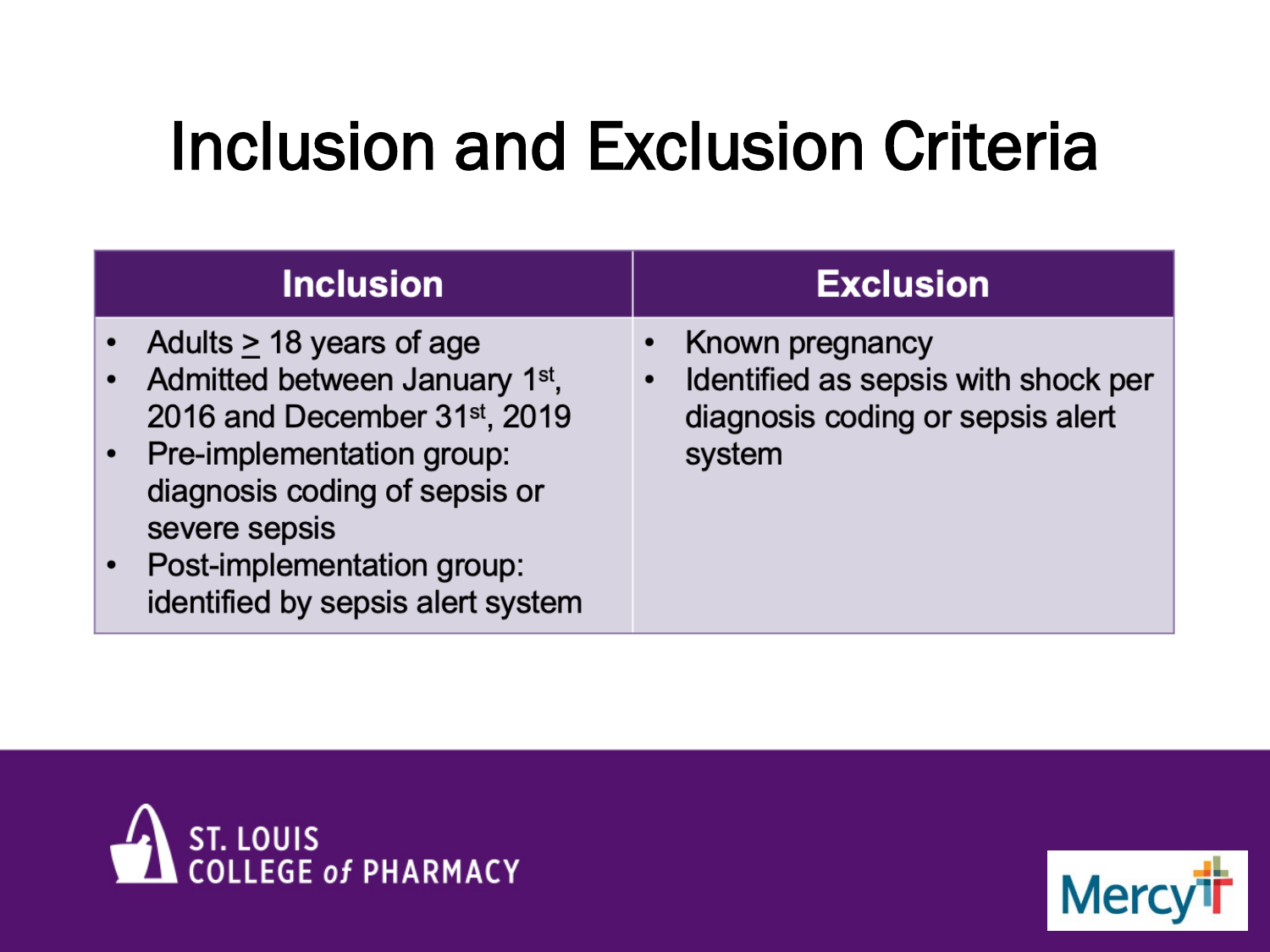# Inclusion and Exclusion Criteria

| Inclusion | Exclusion |
|---|---|
| • Adults ≥ 18 years of age<br>• Admitted between January 1st, 2016 and December 31st, 2019<br>• Pre-implementation group: diagnosis coding of sepsis or severe sepsis<br>• Post-implementation group: identified by sepsis alert system | • Known pregnancy<br>• Identified as sepsis with shock per diagnosis coding or sepsis alert system |

ST. LOUIS COLLEGE of PHARMACY

Mercy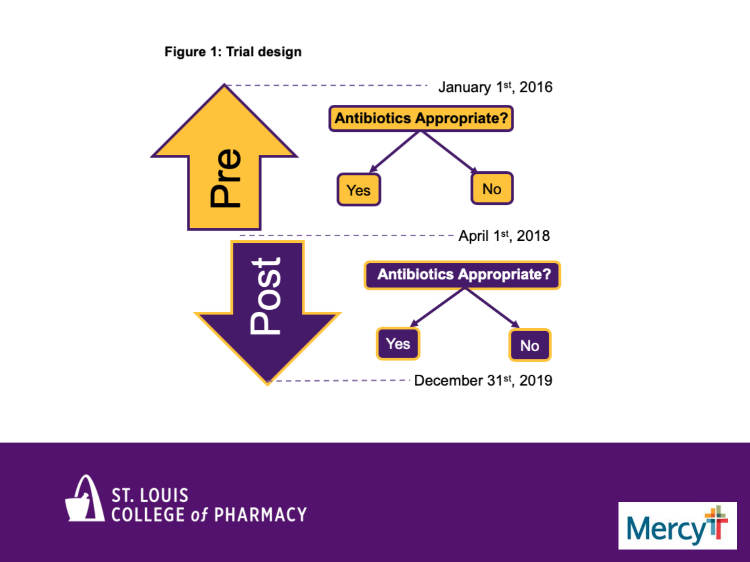**Figure 1: Trial design**

January 1st, 2016

Pre

Antibiotics Appropriate?

Yes

No

April 1st, 2018

Post

Antibiotics Appropriate?

Yes

No

December 31st, 2019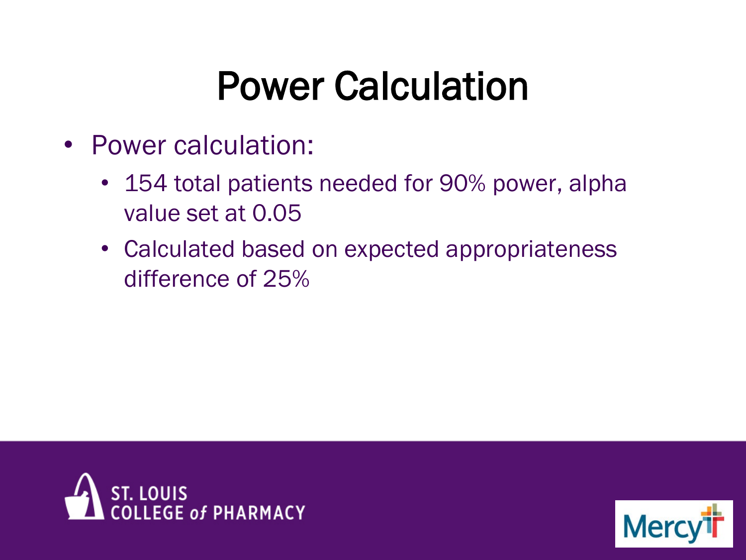# Power Calculation

- Power calculation:
  - 154 total patients needed for 90% power, alpha value set at 0.05
  - Calculated based on expected appropriateness difference of 25%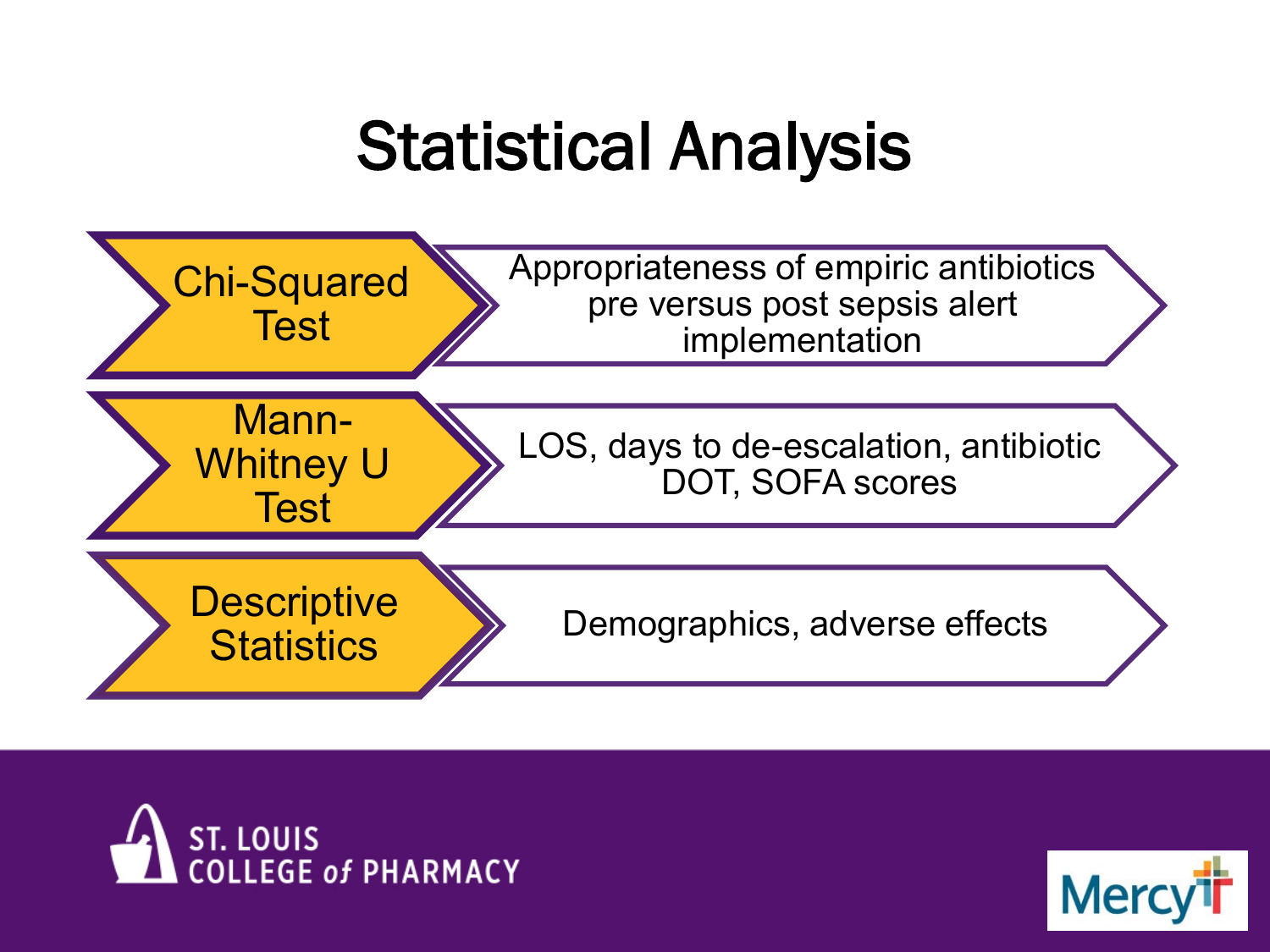# Statistical Analysis

- **Chi-Squared Test**: Appropriateness of empiric antibiotics pre versus post sepsis alert implementation
- **Mann-Whitney U Test**: LOS, days to de-escalation, antibiotic DOT, SOFA scores
- **Descriptive Statistics**: Demographics, adverse effects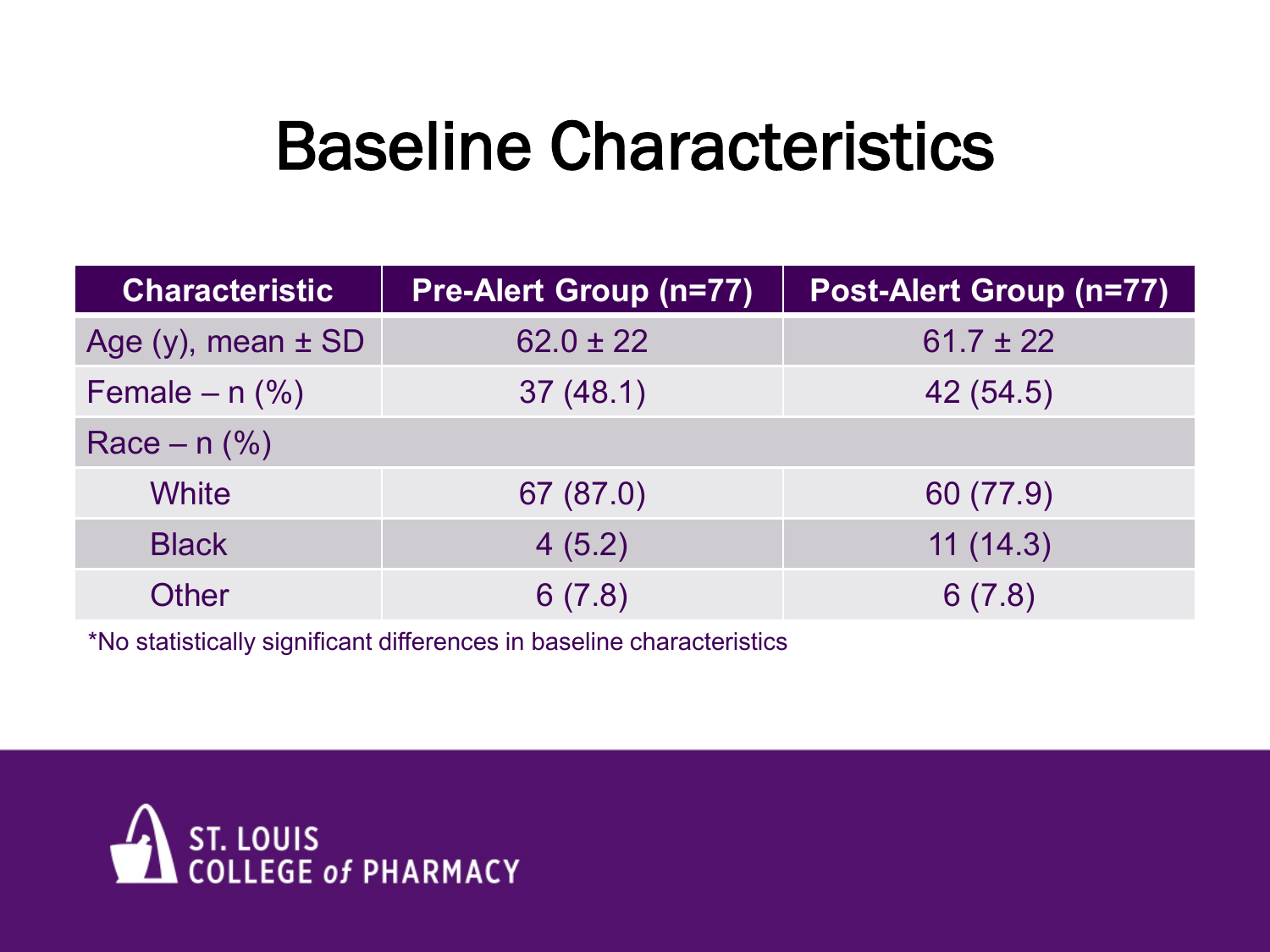# Baseline Characteristics

| Characteristic | Pre-Alert Group (n=77) | Post-Alert Group (n=77) |
| --- | --- | --- |
| Age (y), mean ± SD | 62.0 ± 22 | 61.7 ± 22 |
| Female – n (%) | 37 (48.1) | 42 (54.5) |
| Race – n (%) | | |
| White | 67 (87.0) | 60 (77.9) |
| Black | 4 (5.2) | 11 (14.3) |
| Other | 6 (7.8) | 6 (7.8) |

*No statistically significant differences in baseline characteristics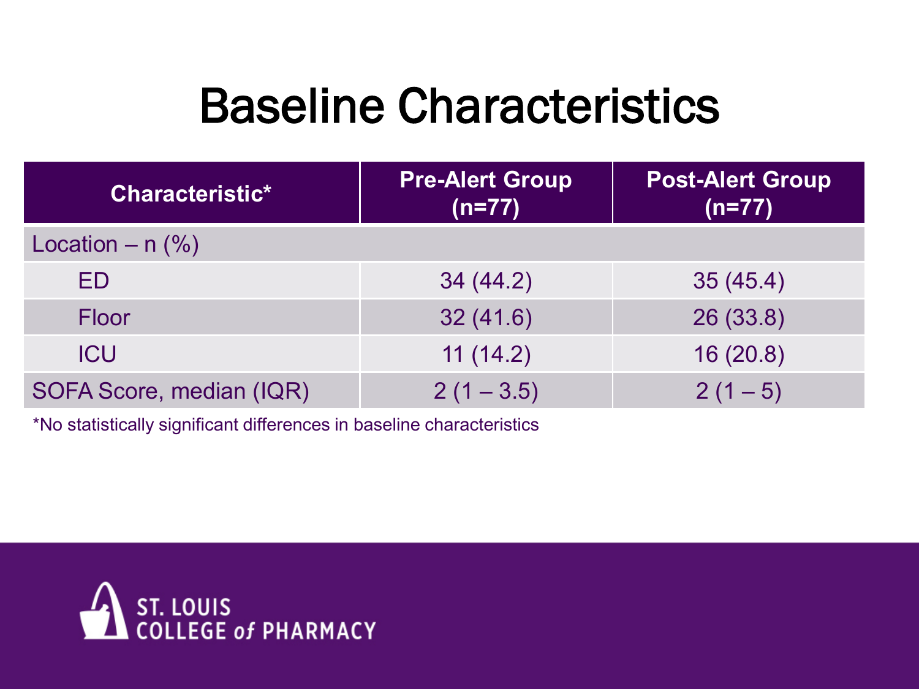# Baseline Characteristics

| Characteristic* | Pre-Alert Group (n=77) | Post-Alert Group (n=77) |
| --- | --- | --- |
| Location – n (%) | | |
| ED | 34 (44.2) | 35 (45.4) |
| Floor | 32 (41.6) | 26 (33.8) |
| ICU | 11 (14.2) | 16 (20.8) |
| SOFA Score, median (IQR) | 2 (1 – 3.5) | 2 (1 – 5) |

*No statistically significant differences in baseline characteristics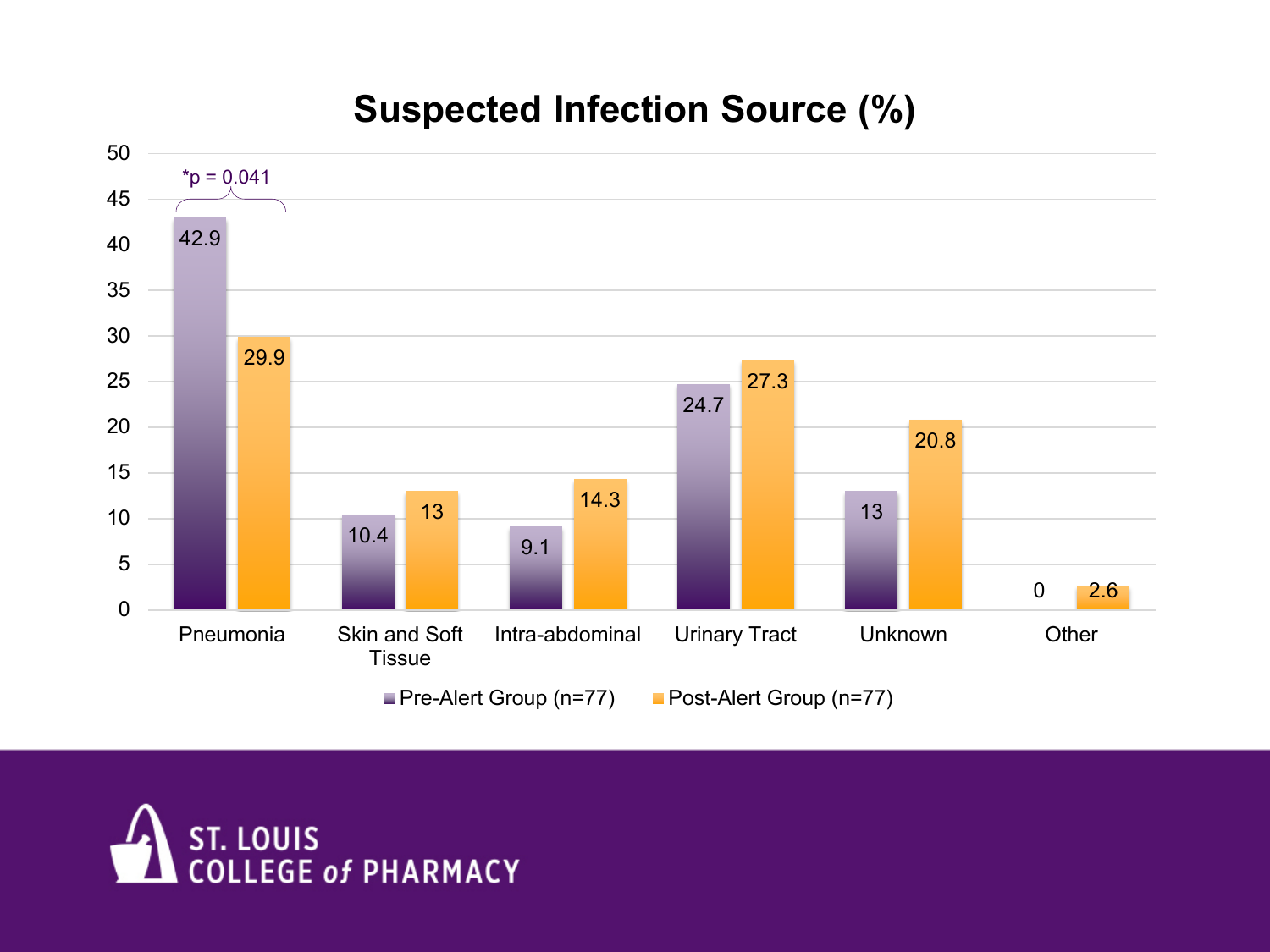# Suspected Infection Source (%)

*p = 0.041

50
45
40
35
30
25
20
15
10
5
0

42.9
29.9
10.4
13
9.1
14.3
24.7
27.3
13
20.8
0
2.6

Pneumonia
Skin and Soft Tissue
Intra-abdominal
Urinary Tract
Unknown
Other

Pre-Alert Group (n=77)
Post-Alert Group (n=77)

ST. LOUIS COLLEGE of PHARMACY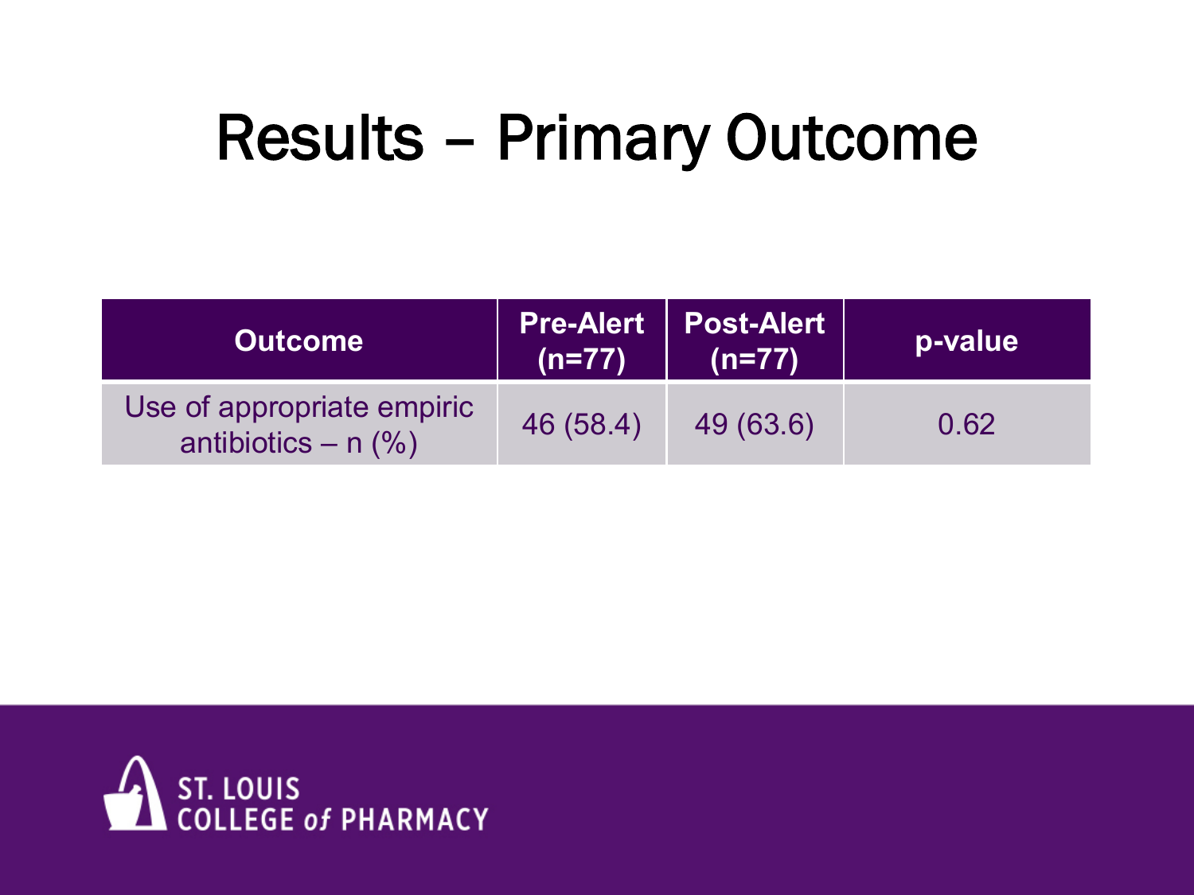# Results – Primary Outcome

| Outcome | Pre-Alert (n=77) | Post-Alert (n=77) | p-value |
|---|---|---|---|
| Use of appropriate empiric antibiotics – n (%) | 46 (58.4) | 49 (63.6) | 0.62 |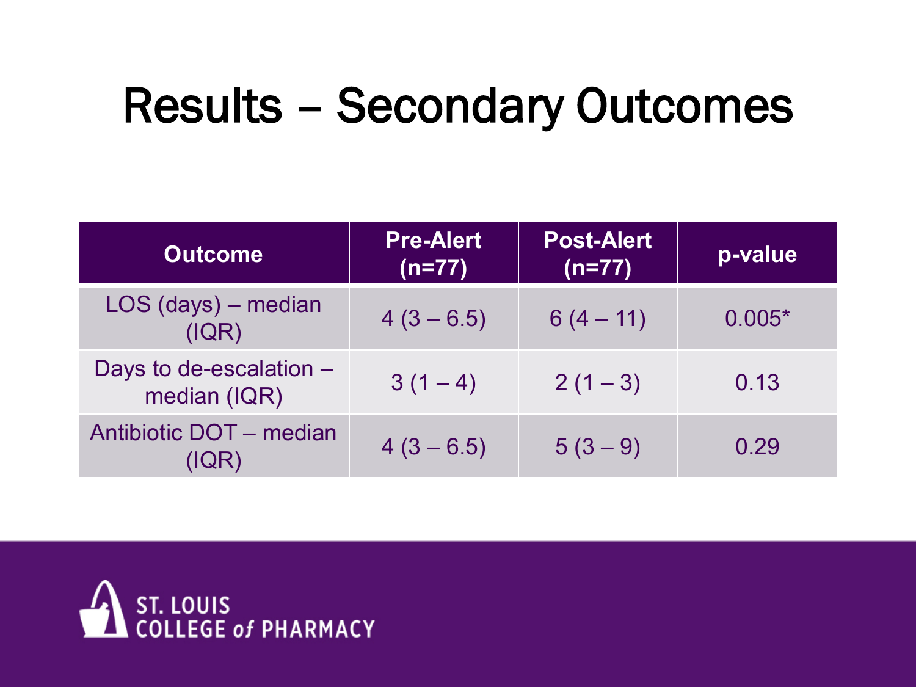# Results – Secondary Outcomes

| Outcome | Pre-Alert (n=77) | Post-Alert (n=77) | p-value |
|---|---|---|---|
| LOS (days) – median (IQR) | 4 (3 – 6.5) | 6 (4 – 11) | 0.005* |
| Days to de-escalation – median (IQR) | 3 (1 – 4) | 2 (1 – 3) | 0.13 |
| Antibiotic DOT – median (IQR) | 4 (3 – 6.5) | 5 (3 – 9) | 0.29 |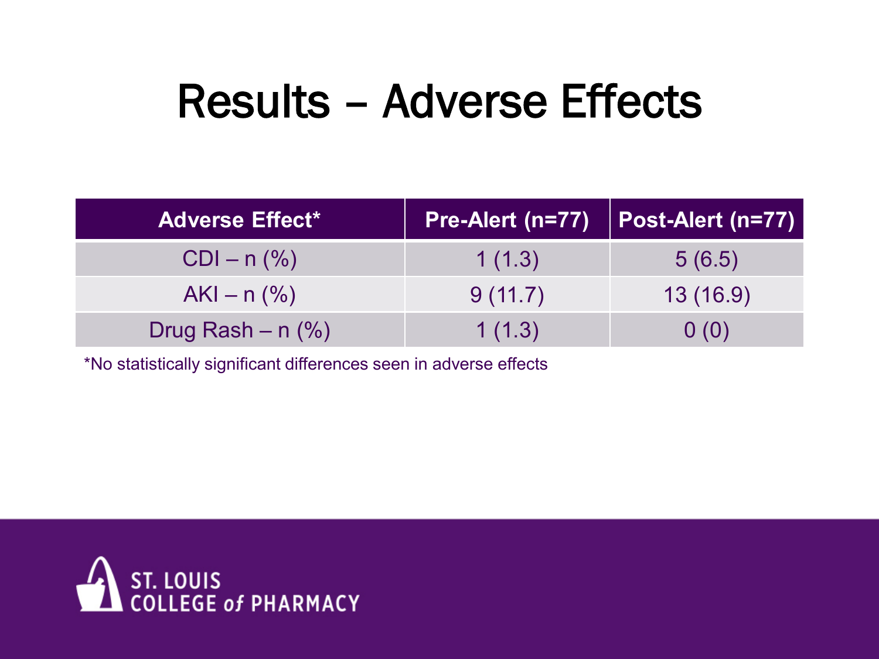# Results – Adverse Effects

| Adverse Effect* | Pre-Alert (n=77) | Post-Alert (n=77) |
|---|---|---|
| CDI – n (%) | 1 (1.3) | 5 (6.5) |
| AKI – n (%) | 9 (11.7) | 13 (16.9) |
| Drug Rash – n (%) | 1 (1.3) | 0 (0) |

*No statistically significant differences seen in adverse effects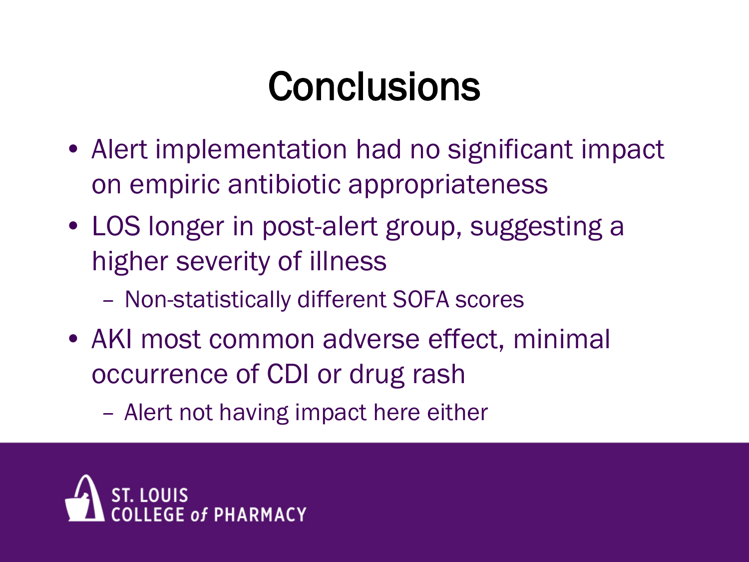# Conclusions

- Alert implementation had no significant impact on empiric antibiotic appropriateness
- LOS longer in post-alert group, suggesting a higher severity of illness
  - Non-statistically different SOFA scores
- AKI most common adverse effect, minimal occurrence of CDI or drug rash
  - Alert not having impact here either

ST. LOUIS COLLEGE of PHARMACY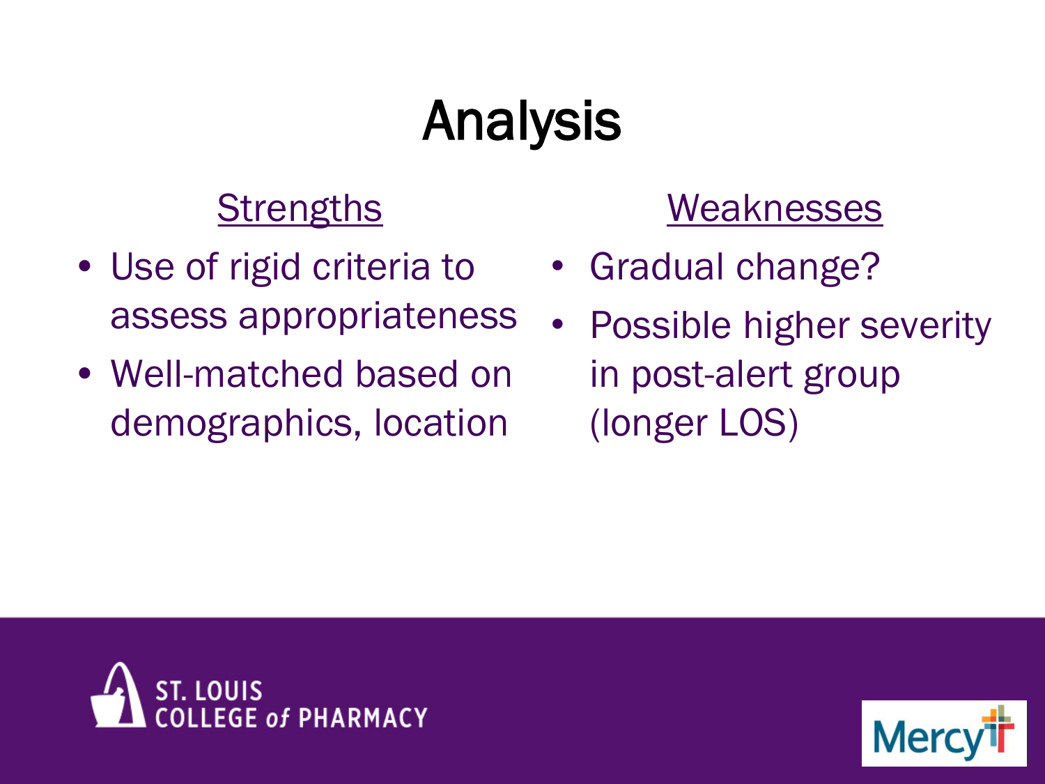# Analysis

## Strengths

- Use of rigid criteria to assess appropriateness
- Well-matched based on demographics, location

## Weaknesses

- Gradual change?
- Possible higher severity in post-alert group (longer LOS)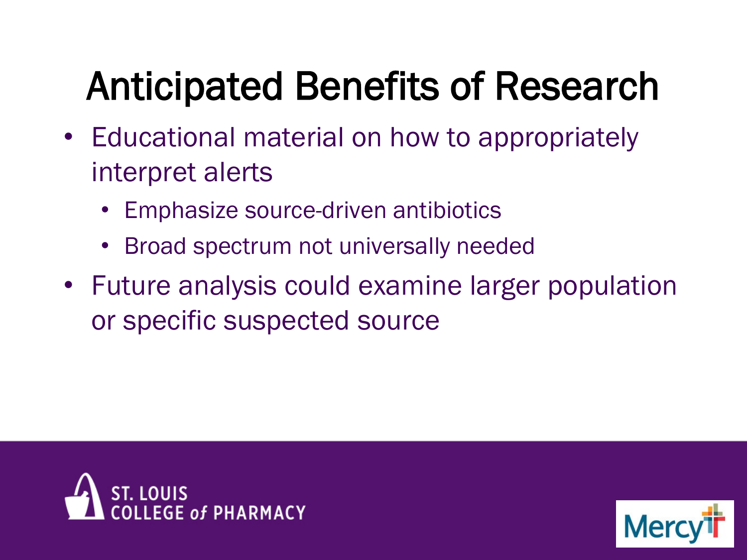# Anticipated Benefits of Research

- Educational material on how to appropriately interpret alerts
  - Emphasize source-driven antibiotics
  - Broad spectrum not universally needed
- Future analysis could examine larger population or specific suspected source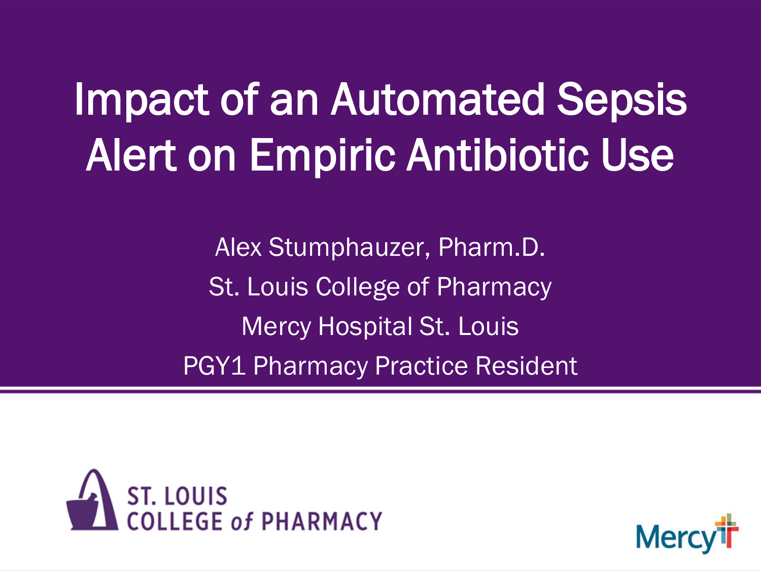# Impact of an Automated Sepsis Alert on Empiric Antibiotic Use

Alex Stumphauzer, Pharm.D.

St. Louis College of Pharmacy

Mercy Hospital St. Louis

PGY1 Pharmacy Practice Resident

ST. LOUIS COLLEGE of PHARMACY

Mercy